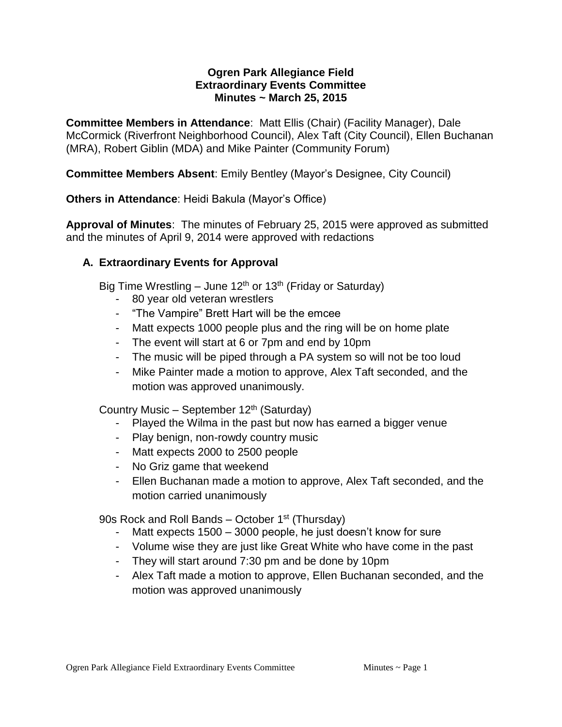# Ogren Park Allegiance Field
# Extraordinary Events Committee
# Minutes ~ March 25, 2015

**Committee Members in Attendance**: Matt Ellis (Chair) (Facility Manager), Dale McCormick (Riverfront Neighborhood Council), Alex Taft (City Council), Ellen Buchanan (MRA), Robert Giblin (MDA) and Mike Painter (Community Forum)

**Committee Members Absent**: Emily Bentley (Mayor's Designee, City Council)

**Others in Attendance**: Heidi Bakula (Mayor's Office)

**Approval of Minutes**: The minutes of February 25, 2015 were approved as submitted and the minutes of April 9, 2014 were approved with redactions

## A. Extraordinary Events for Approval

Big Time Wrestling – June 12th or 13th (Friday or Saturday)

- 80 year old veteran wrestlers
- "The Vampire" Brett Hart will be the emcee
- Matt expects 1000 people plus and the ring will be on home plate
- The event will start at 6 or 7pm and end by 10pm
- The music will be piped through a PA system so will not be too loud
- Mike Painter made a motion to approve, Alex Taft seconded, and the motion was approved unanimously.

Country Music – September 12th (Saturday)

- Played the Wilma in the past but now has earned a bigger venue
- Play benign, non-rowdy country music
- Matt expects 2000 to 2500 people
- No Griz game that weekend
- Ellen Buchanan made a motion to approve, Alex Taft seconded, and the motion carried unanimously

90s Rock and Roll Bands – October 1st (Thursday)

- Matt expects 1500 – 3000 people, he just doesn't know for sure
- Volume wise they are just like Great White who have come in the past
- They will start around 7:30 pm and be done by 10pm
- Alex Taft made a motion to approve, Ellen Buchanan seconded, and the motion was approved unanimously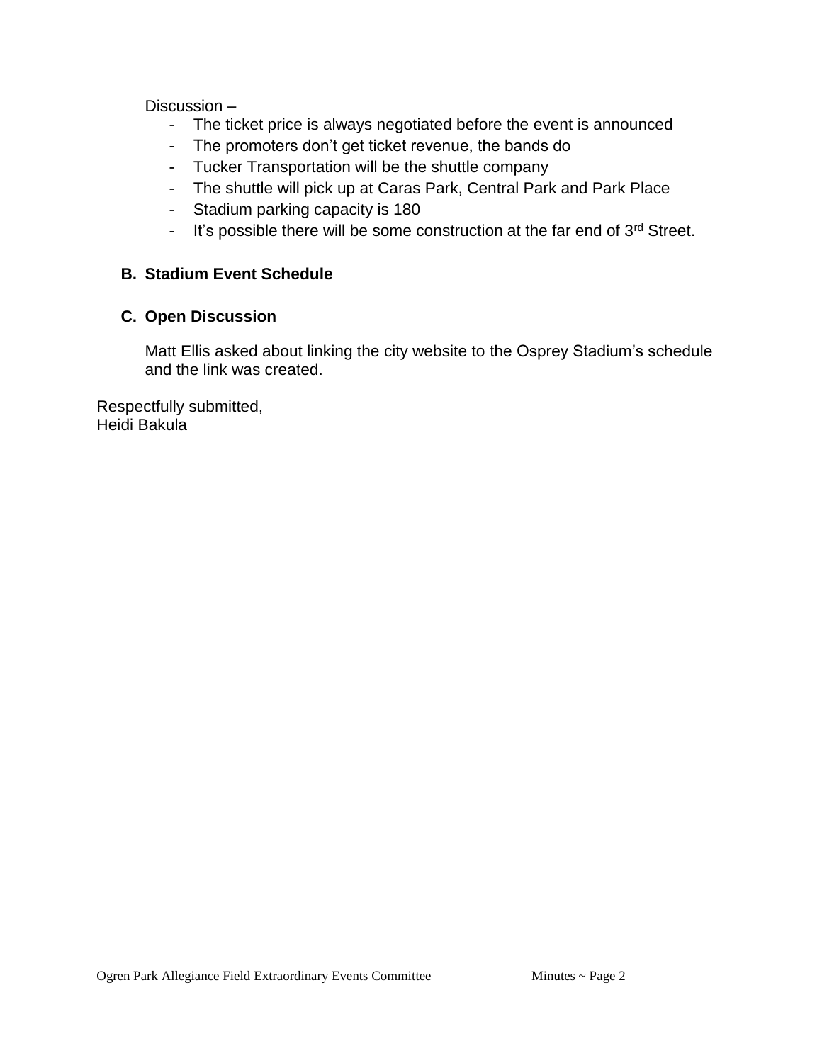Discussion –

- The ticket price is always negotiated before the event is announced
- The promoters don't get ticket revenue, the bands do
- Tucker Transportation will be the shuttle company
- The shuttle will pick up at Caras Park, Central Park and Park Place
- Stadium parking capacity is 180
- It's possible there will be some construction at the far end of 3rd Street.

**B. Stadium Event Schedule**

**C. Open Discussion**

Matt Ellis asked about linking the city website to the Osprey Stadium's schedule and the link was created.

Respectfully submitted,
Heidi Bakula